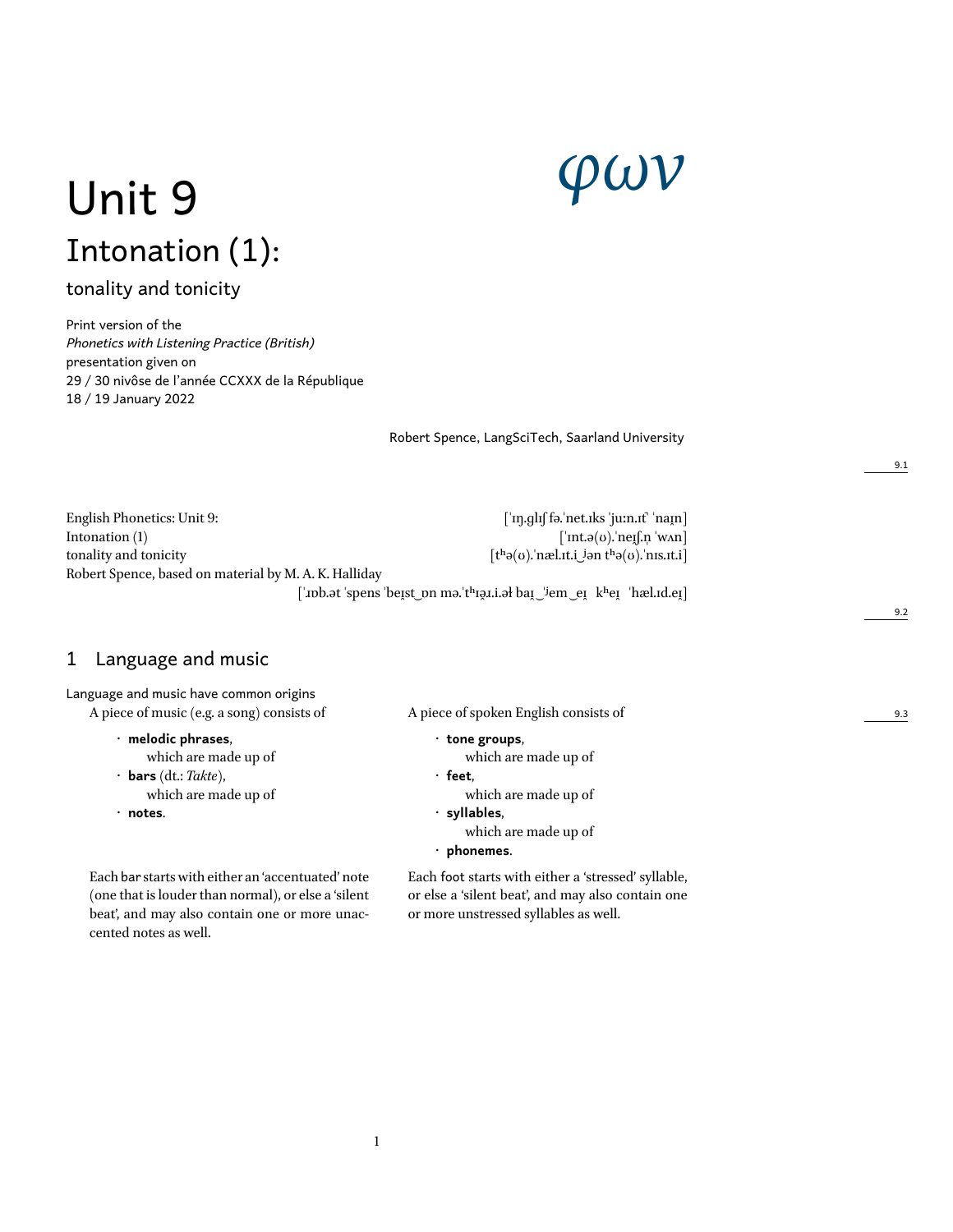# Unit 9

φων

## Intonation (1):

### tonality and tonicity

Print version of the
*Phonetics with Listening Practice (British)*
presentation given on
29 / 30 nivôse de l'année CCXXX de la République
18 / 19 January 2022

Robert Spence, LangSciTech, Saarland University

9.1

English Phonetics: Unit 9: [ˈɪŋ.glɪʃ fə.ˈnet.ɪks ˈjuːn.ɪt̚ ˈnaɪ̯n]
Intonation (1) [ˈɪnt.ə(ʊ).ˈneɪ̯ʃ.n̩ ˈwʌn]
tonality and tonicity [tʰə(ʊ).ˈnæl.ɪt.i‿ʲən tʰə(ʊ).ˈnɪs.ɪt.i]
Robert Spence, based on material by M. A. K. Halliday
[ˈɹɒb.ət ˈspens ˈbeɪ̯st‿ɒn mə.ˈtʰɪə̯ɹ.i.əɫ baɪ̯‿ˈʲem‿eɪ̯ kʰeɪ̯ ˈhæl.ɪd.eɪ̯]

9.2

## 1 Language and music

Language and music have common origins

9.3

A piece of music (e.g. a song) consists of

- **melodic phrases**,
  which are made up of
- **bars** (dt.: *Takte*),
  which are made up of
- **notes**.

Each bar starts with either an 'accentuated' note (one that is louder than normal), or else a 'silent beat', and may also contain one or more unaccented notes as well.

A piece of spoken English consists of

- **tone groups**,
  which are made up of
- **feet**,
  which are made up of
- **syllables**,
  which are made up of
- **phonemes**.

Each foot starts with either a 'stressed' syllable, or else a 'silent beat', and may also contain one or more unstressed syllables as well.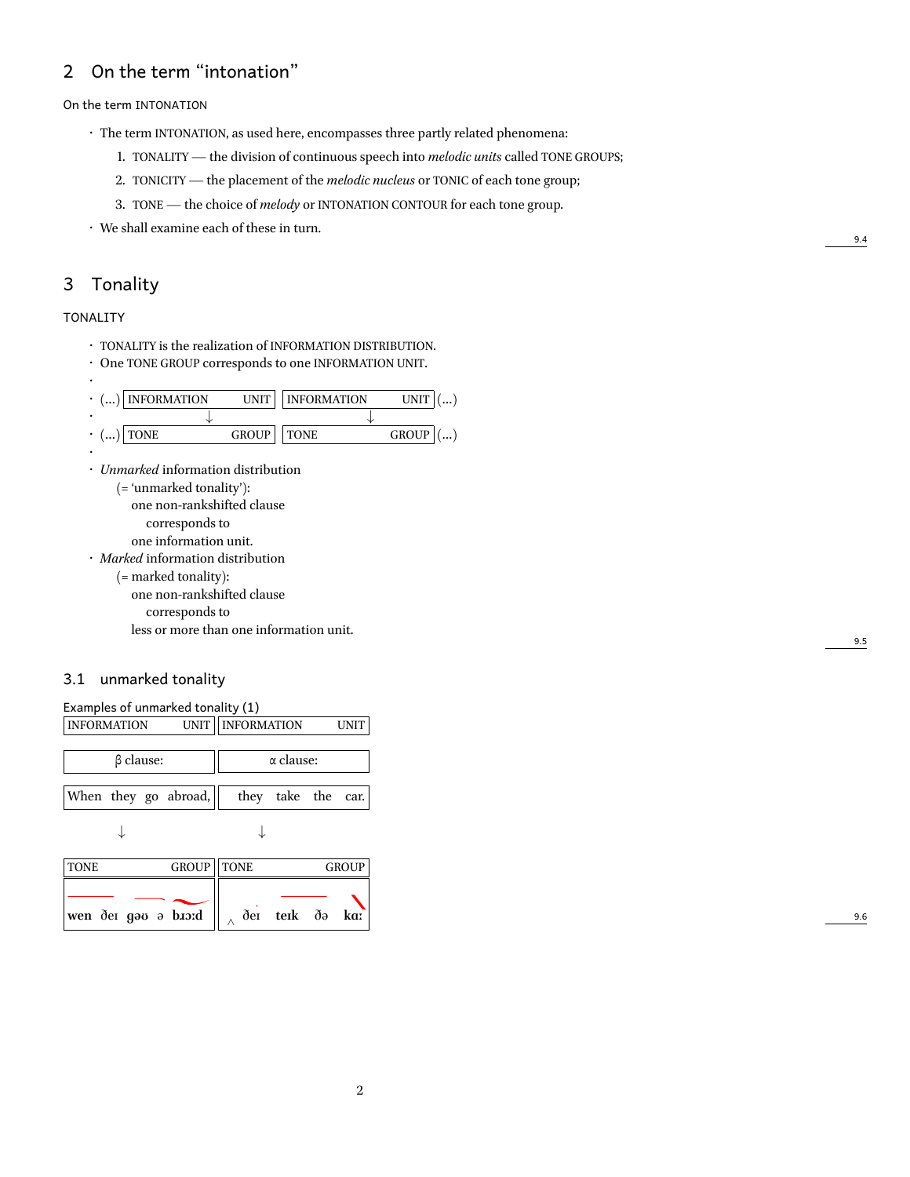## 2 On the term "intonation"

On the term INTONATION

- The term INTONATION, as used here, encompasses three partly related phenomena:
  1. TONALITY — the division of continuous speech into *melodic units* called TONE GROUPS;
  2. TONICITY — the placement of the *melodic nucleus* or TONIC of each tone group;
  3. TONE — the choice of *melody* or INTONATION CONTOUR for each tone group.
- We shall examine each of these in turn.

## 3 Tonality

TONALITY

- TONALITY is the realization of INFORMATION DISTRIBUTION.
- One TONE GROUP corresponds to one INFORMATION UNIT.
-
- (...) | INFORMATION UNIT | INFORMATION UNIT | (...)
- ↓ ↓
- (...) | TONE GROUP | TONE GROUP | (...)
-
- *Unmarked* information distribution
  (= 'unmarked tonality'):
  one non-rankshifted clause
  corresponds to
  one information unit.
- *Marked* information distribution
  (= marked tonality):
  one non-rankshifted clause
  corresponds to
  less or more than one information unit.

### 3.1 unmarked tonality

Examples of unmarked tonality (1)

| INFORMATION UNIT | INFORMATION UNIT |
|---|---|
| β clause: | α clause: |
| When they go abroad, | they take the car. |
| ↓ | ↓ |
| TONE GROUP | TONE GROUP |
| wen ðeɪ gəʊ ə bɹɔːd | ‸ ðeɪ teɪk ðə kɑː |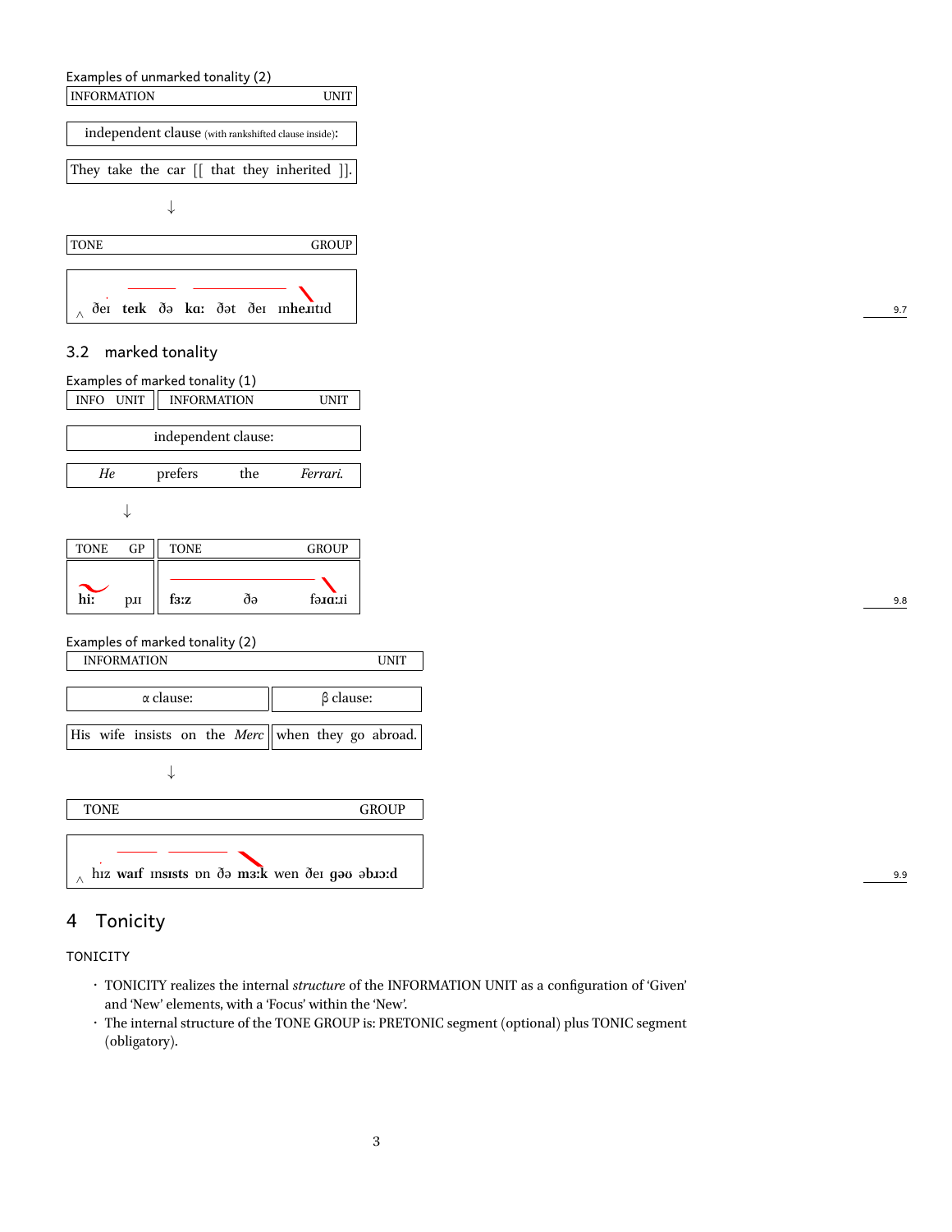Examples of unmarked tonality (2)

| INFORMATION UNIT |
|---|
| independent clause (with rankshifted clause inside): |
| They take the car [[ that they inherited ]]. |

↓

| TONE GROUP |
|---|
| ^ ðeɪ **teɪk** ðə **kɑː** ðət ðeɪ ɪn**he**ɹɪtɪd |

9.7

## 3.2 marked tonality

Examples of marked tonality (1)

| INFO UNIT | INFORMATION UNIT |
|---|---|
| independent clause: | |
| *He* | prefers the *Ferrari*. |

↓

| TONE GP | TONE GROUP |
|---|---|
| **hiː** pɹɪ | **fɜːz** ðə fəɹɑːɹi |

9.8

Examples of marked tonality (2)

| INFORMATION UNIT | |
|---|---|
| α clause: | β clause: |
| His wife insists on the *Merc* | when they go abroad. |

↓

| TONE GROUP |
|---|
| ^ hɪz **waɪf** ɪnsɪsts ɒn ðə **mɜːk** wen ðeɪ **gəʊ** əbɹɔːd |

9.9

# 4 Tonicity

TONICITY

- TONICITY realizes the internal *structure* of the INFORMATION UNIT as a configuration of 'Given' and 'New' elements, with a 'Focus' within the 'New'.
- The internal structure of the TONE GROUP is: PRETONIC segment (optional) plus TONIC segment (obligatory).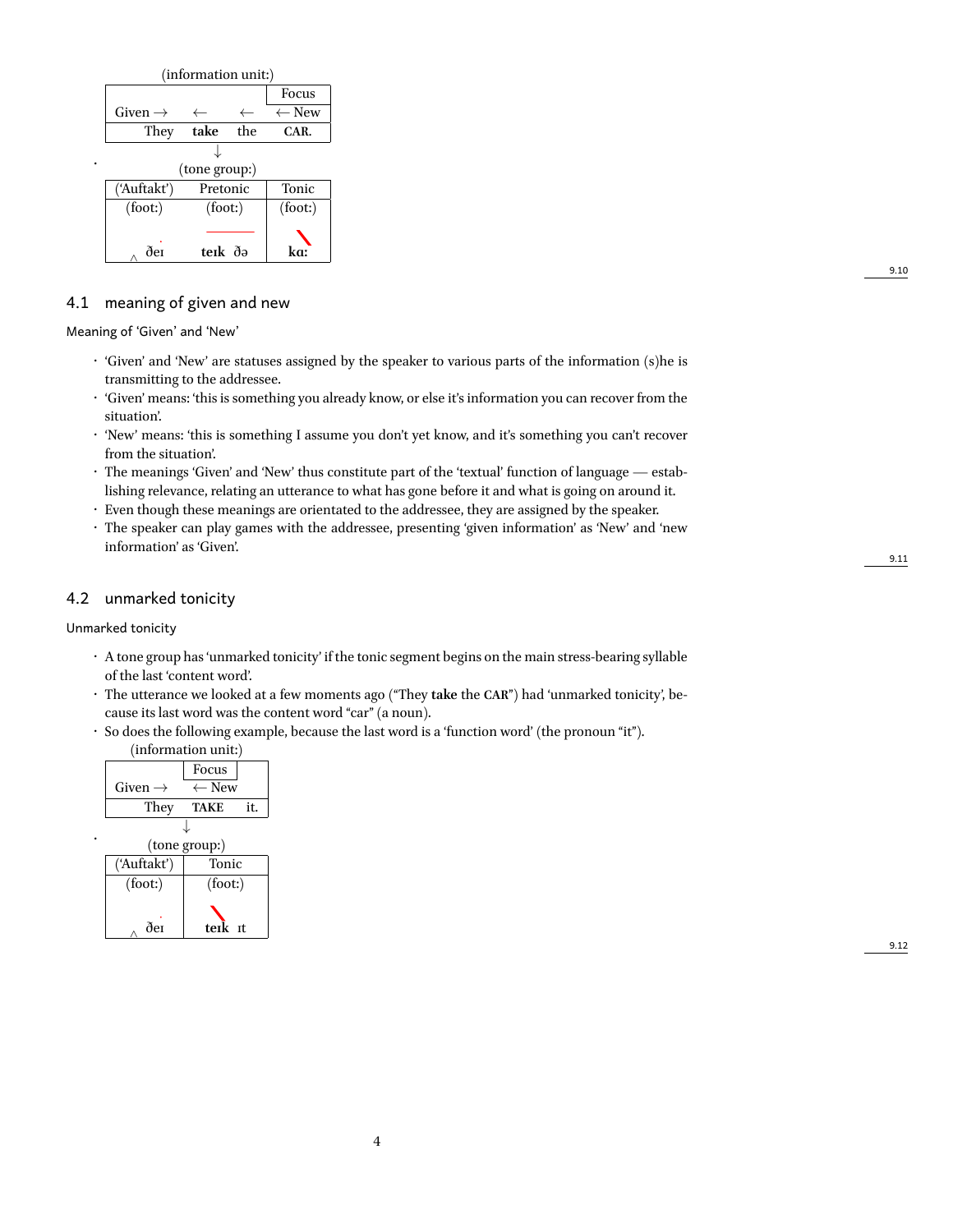(information unit:)

| | | | Focus |
|---|---|---|---|
| Given → | ← | ← | ← New |
| They | **take** | the | **CAR.** |

↓

(tone group:)

| ('Auftakt') | Pretonic | Tonic |
|---|---|---|
| (foot:) | (foot:) | (foot:) |
| ‸ ðeɪ | **teɪk** ðə | **kɑː** |

9.10

## 4.1 meaning of given and new

Meaning of 'Given' and 'New'

- 'Given' and 'New' are statuses assigned by the speaker to various parts of the information (s)he is transmitting to the addressee.
- 'Given' means: 'this is something you already know, or else it's information you can recover from the situation'.
- 'New' means: 'this is something I assume you don't yet know, and it's something you can't recover from the situation'.
- The meanings 'Given' and 'New' thus constitute part of the 'textual' function of language — establishing relevance, relating an utterance to what has gone before it and what is going on around it.
- Even though these meanings are orientated to the addressee, they are assigned by the speaker.
- The speaker can play games with the addressee, presenting 'given information' as 'New' and 'new information' as 'Given'.

9.11

## 4.2 unmarked tonicity

Unmarked tonicity

- A tone group has 'unmarked tonicity' if the tonic segment begins on the main stress-bearing syllable of the last 'content word'.
- The utterance we looked at a few moments ago ("They **take** the **CAR**") had 'unmarked tonicity', because its last word was the content word "car" (a noun).
- So does the following example, because the last word is a 'function word' (the pronoun "it").

(information unit:)

| | Focus | |
|---|---|---|
| Given → | ← New | |
| They | **TAKE** | it. |

↓

(tone group:)

| ('Auftakt') | Tonic |
|---|---|
| (foot:) | (foot:) |
| ‸ ðeɪ | **teɪk** ɪt |

9.12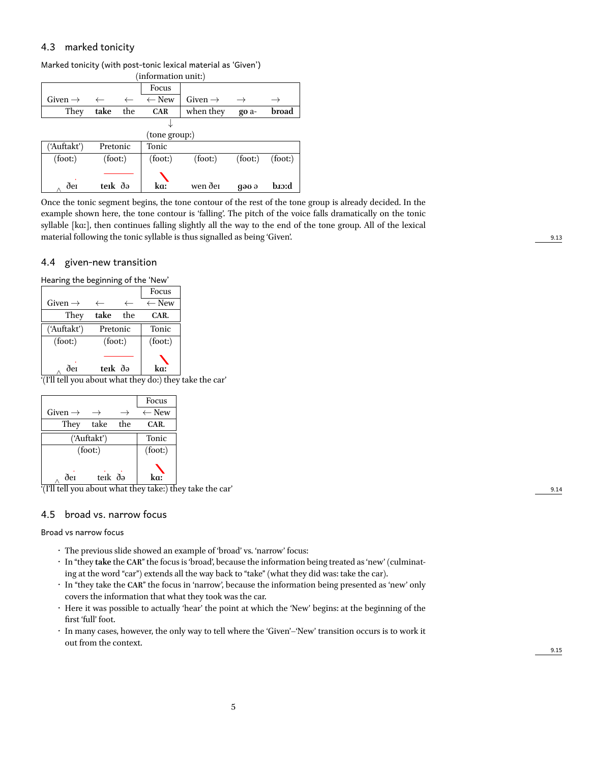## 4.3 marked tonicity

Marked tonicity (with post-tonic lexical material as 'Given')

(information unit:)

| | | | Focus | | | |
|---|---|---|---|---|---|---|
| Given → | ← | ← | ← New | Given → | → | → |
| They | **take** | the | **CAR** | when they | **go** a- | **broad** |

↓

(tone group:)

| ('Auftakt') | Pretonic | | Tonic | | | |
|---|---|---|---|---|---|---|
| (foot:) | (foot:) | | (foot:) | (foot:) | (foot:) | (foot:) |
| ‸ ðeɪ | **teɪk** ðə | | **kɑː** | wen ðeɪ | **gəʊ** ə | **bɹɔːd** |

Once the tonic segment begins, the tone contour of the rest of the tone group is already decided. In the example shown here, the tone contour is 'falling'. The pitch of the voice falls dramatically on the tonic syllable [kɑː], then continues falling slightly all the way to the end of the tone group. All of the lexical material following the tonic syllable is thus signalled as being 'Given'.

## 4.4 given-new transition

Hearing the beginning of the 'New'

| | | | Focus |
|---|---|---|---|
| Given → | ← | ← | ← New |
| They | **take** | the | **CAR.** |
| ('Auftakt') | Pretonic | | Tonic |
| (foot:) | (foot:) | | (foot:) |
| ‸ ðeɪ | **teɪk** ðə | | **kɑː** |

'(I'll tell you about what they do:) they take the car'

| | | | Focus |
|---|---|---|---|
| Given → | → | → | ← New |
| They | take | the | **CAR.** |
| ('Auftakt') | | | Tonic |
| (foot:) | | | (foot:) |
| ‸ ðeɪ | teɪk | ðə | **kɑː** |

'(I'll tell you about what they take:) they take the car'

## 4.5 broad vs. narrow focus

Broad vs narrow focus

- The previous slide showed an example of 'broad' vs. 'narrow' focus:
- In "they **take** the **CAR**" the focus is 'broad', because the information being treated as 'new' (culminating at the word "car") extends all the way back to "take" (what they did was: take the car).
- In "they take the **CAR**" the focus in 'narrow', because the information being presented as 'new' only covers the information that what they took was the car.
- Here it was possible to actually 'hear' the point at which the 'New' begins: at the beginning of the first 'full' foot.
- In many cases, however, the only way to tell where the 'Given'–'New' transition occurs is to work it out from the context.